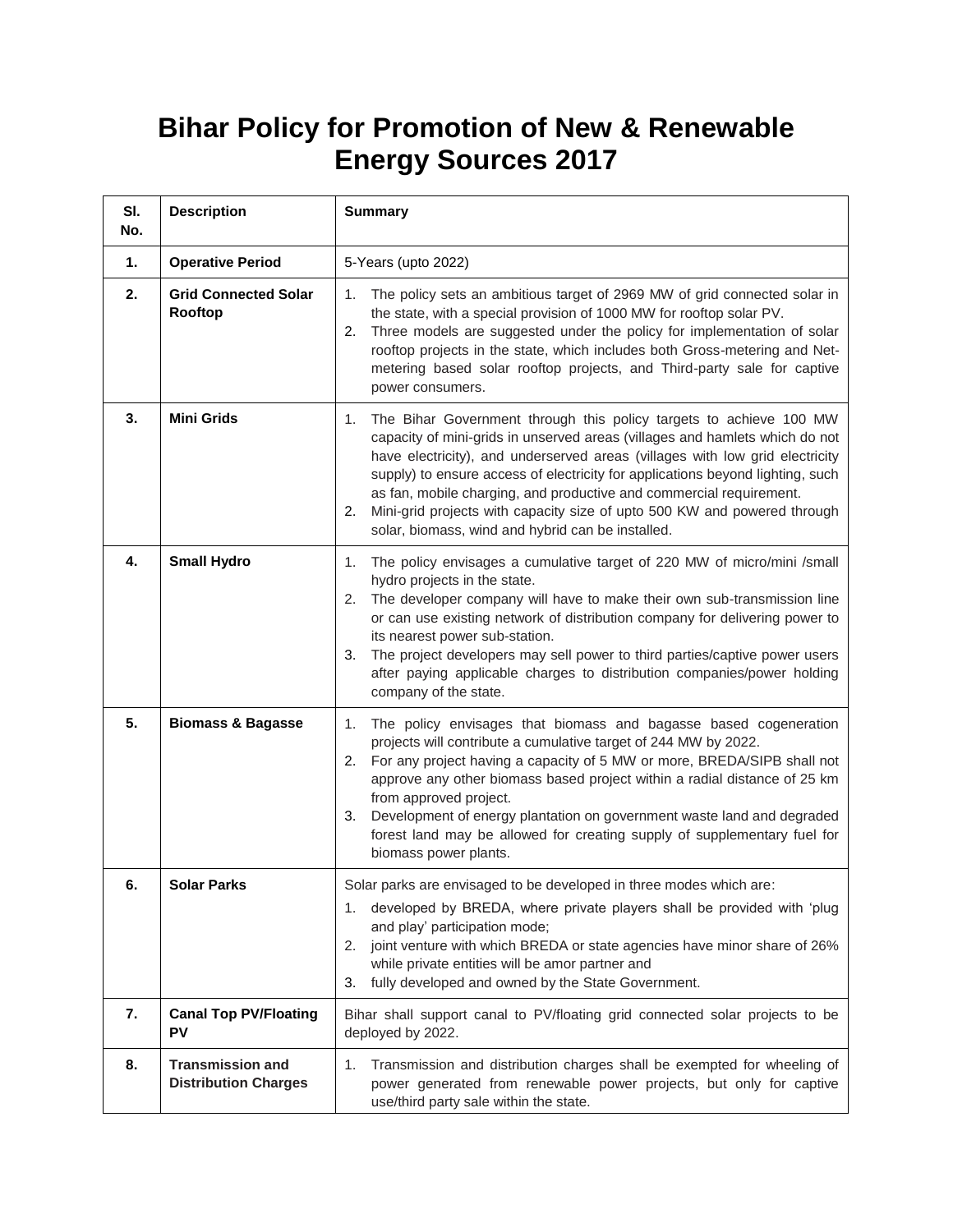# Bihar Policy for Promotion of New & Renewable Energy Sources 2017

| Sl. No. | Description | Summary |
|---|---|---|
| 1. | **Operative Period** | 5-Years (upto 2022) |
| 2. | **Grid Connected Solar Rooftop** | 1. The policy sets an ambitious target of 2969 MW of grid connected solar in the state, with a special provision of 1000 MW for rooftop solar PV.<br>2. Three models are suggested under the policy for implementation of solar rooftop projects in the state, which includes both Gross-metering and Net-metering based solar rooftop projects, and Third-party sale for captive power consumers. |
| 3. | **Mini Grids** | 1. The Bihar Government through this policy targets to achieve 100 MW capacity of mini-grids in unserved areas (villages and hamlets which do not have electricity), and underserved areas (villages with low grid electricity supply) to ensure access of electricity for applications beyond lighting, such as fan, mobile charging, and productive and commercial requirement.<br>2. Mini-grid projects with capacity size of upto 500 KW and powered through solar, biomass, wind and hybrid can be installed. |
| 4. | **Small Hydro** | 1. The policy envisages a cumulative target of 220 MW of micro/mini /small hydro projects in the state.<br>2. The developer company will have to make their own sub-transmission line or can use existing network of distribution company for delivering power to its nearest power sub-station.<br>3. The project developers may sell power to third parties/captive power users after paying applicable charges to distribution companies/power holding company of the state. |
| 5. | **Biomass & Bagasse** | 1. The policy envisages that biomass and bagasse based cogeneration projects will contribute a cumulative target of 244 MW by 2022.<br>2. For any project having a capacity of 5 MW or more, BREDA/SIPB shall not approve any other biomass based project within a radial distance of 25 km from approved project.<br>3. Development of energy plantation on government waste land and degraded forest land may be allowed for creating supply of supplementary fuel for biomass power plants. |
| 6. | **Solar Parks** | Solar parks are envisaged to be developed in three modes which are:<br>1. developed by BREDA, where private players shall be provided with 'plug and play' participation mode;<br>2. joint venture with which BREDA or state agencies have minor share of 26% while private entities will be amor partner and<br>3. fully developed and owned by the State Government. |
| 7. | **Canal Top PV/Floating PV** | Bihar shall support canal to PV/floating grid connected solar projects to be deployed by 2022. |
| 8. | **Transmission and Distribution Charges** | 1. Transmission and distribution charges shall be exempted for wheeling of power generated from renewable power projects, but only for captive use/third party sale within the state. |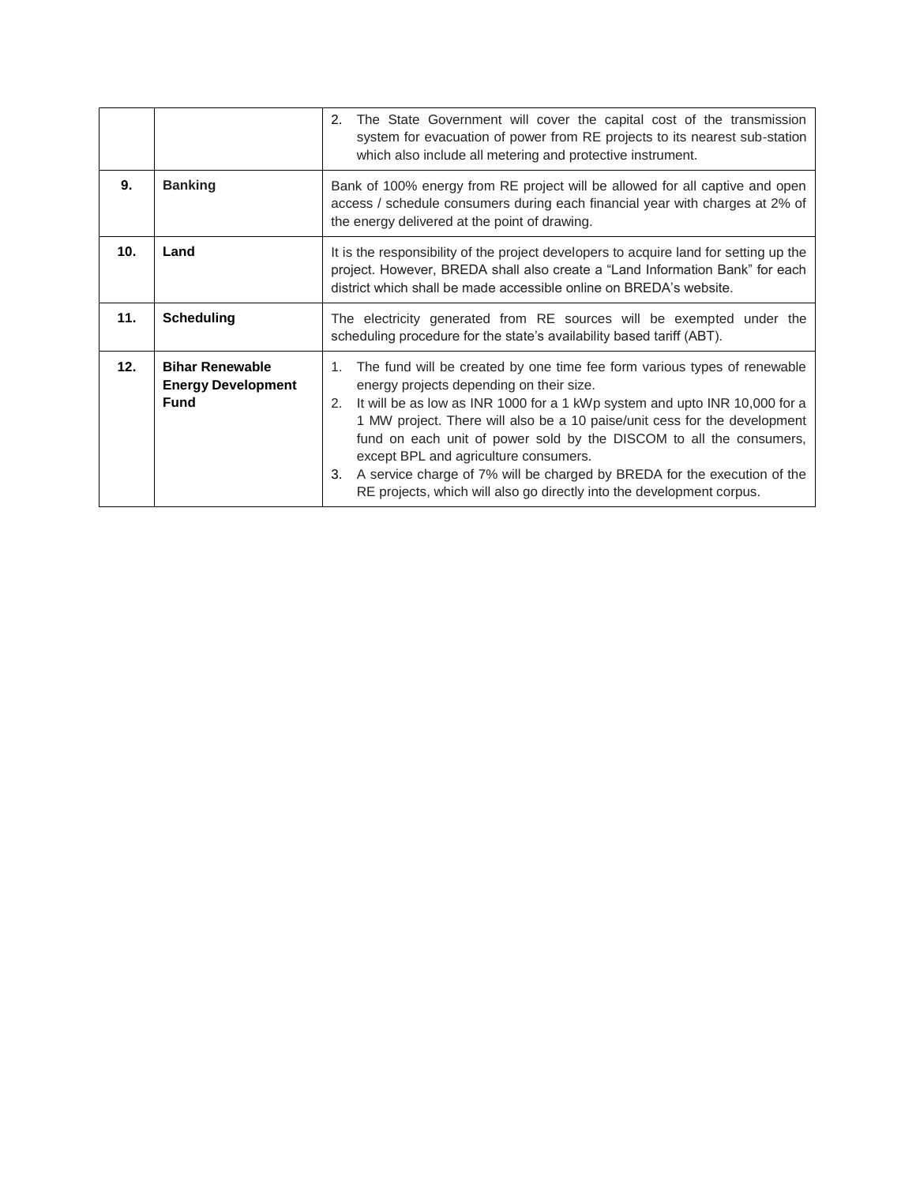| | | |
|---|---|---|
| | | 2. The State Government will cover the capital cost of the transmission system for evacuation of power from RE projects to its nearest sub-station which also include all metering and protective instrument. |
| **9.** | **Banking** | Bank of 100% energy from RE project will be allowed for all captive and open access / schedule consumers during each financial year with charges at 2% of the energy delivered at the point of drawing. |
| **10.** | **Land** | It is the responsibility of the project developers to acquire land for setting up the project. However, BREDA shall also create a "Land Information Bank" for each district which shall be made accessible online on BREDA's website. |
| **11.** | **Scheduling** | The electricity generated from RE sources will be exempted under the scheduling procedure for the state's availability based tariff (ABT). |
| **12.** | **Bihar Renewable Energy Development Fund** | 1. The fund will be created by one time fee form various types of renewable energy projects depending on their size.<br>2. It will be as low as INR 1000 for a 1 kWp system and upto INR 10,000 for a 1 MW project. There will also be a 10 paise/unit cess for the development fund on each unit of power sold by the DISCOM to all the consumers, except BPL and agriculture consumers.<br>3. A service charge of 7% will be charged by BREDA for the execution of the RE projects, which will also go directly into the development corpus. |